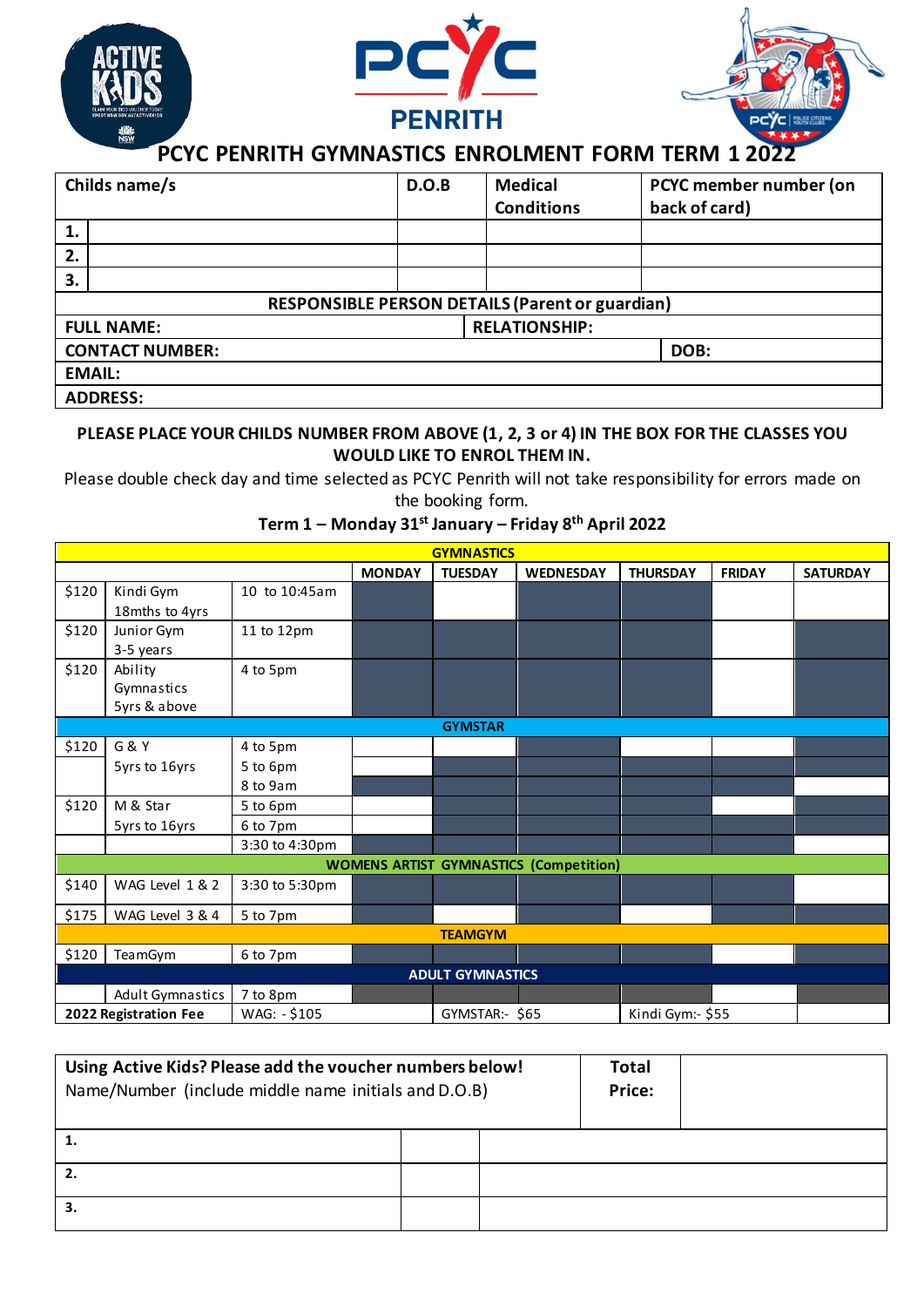# PCYC PENRITH GYMNASTICS ENROLMENT FORM TERM 1 2022

| Childs name/s | D.O.B | Medical Conditions | PCYC member number (on back of card) |
|---|---|---|---|
| 1. | | | |
| 2. | | | |
| 3. | | | |

| RESPONSIBLE PERSON DETAILS (Parent or guardian) | |
|---|---|
| FULL NAME: | RELATIONSHIP: |
| CONTACT NUMBER: | DOB: |
| EMAIL: | |
| ADDRESS: | |

**PLEASE PLACE YOUR CHILDS NUMBER FROM ABOVE (1, 2, 3 or 4) IN THE BOX FOR THE CLASSES YOU WOULD LIKE TO ENROL THEM IN.**

Please double check day and time selected as PCYC Penrith will not take responsibility for errors made on the booking form.

**Term 1 – Monday 31st January – Friday 8th April 2022**

| | | | MONDAY | TUESDAY | WEDNESDAY | THURSDAY | FRIDAY | SATURDAY |
|---|---|---|---|---|---|---|---|---|
| **GYMNASTICS** | | | | | | | | |
| $120 | Kindi Gym 18mths to 4yrs | 10 to 10:45am | | | | | | |
| $120 | Junior Gym 3-5 years | 11 to 12pm | | | | | | |
| $120 | Ability Gymnastics 5yrs & above | 4 to 5pm | | | | | | |
| **GYMSTAR** | | | | | | | | |
| $120 | G & Y 5yrs to 16yrs | 4 to 5pm | | | | | | |
| | | 5 to 6pm | | | | | | |
| | | 8 to 9am | | | | | | |
| $120 | M & Star 5yrs to 16yrs | 5 to 6pm | | | | | | |
| | | 6 to 7pm | | | | | | |
| | | 3:30 to 4:30pm | | | | | | |
| **WOMENS ARTIST GYMNASTICS (Competition)** | | | | | | | | |
| $140 | WAG Level 1 & 2 | 3:30 to 5:30pm | | | | | | |
| $175 | WAG Level 3 & 4 | 5 to 7pm | | | | | | |
| **TEAMGYM** | | | | | | | | |
| $120 | TeamGym | 6 to 7pm | | | | | | |
| **ADULT GYMNASTICS** | | | | | | | | |
| | Adult Gymnastics | 7 to 8pm | | | | | | |
| **2022 Registration Fee** | | WAG: - $105 | | GYMSTAR:- $65 | | Kindi Gym:- $55 | | |

| **Using Active Kids? Please add the voucher numbers below!** Name/Number (include middle name initials and D.O.B) | | **Total Price:** |
|---|---|---|
| 1. | | |
| 2. | | |
| 3. | | |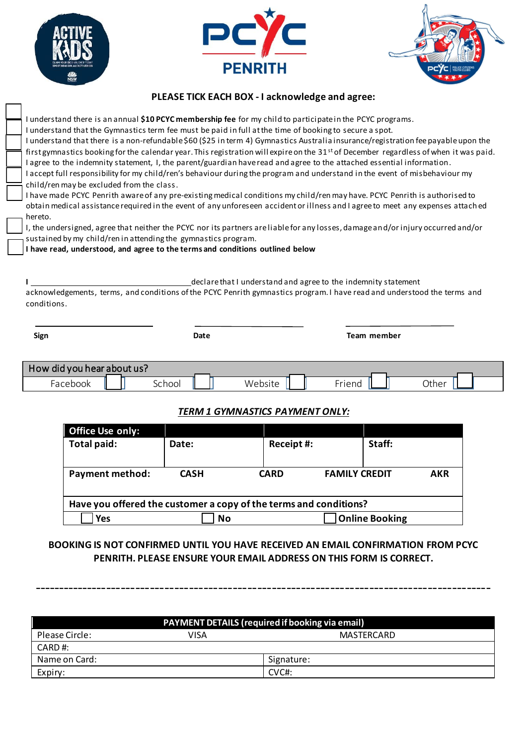## PLEASE TICK EACH BOX - I acknowledge and agree:

- ☐ I understand there is an annual **$10 PCYC membership fee** for my child to participate in the PCYC programs.
- ☐ I understand that the Gymnastics term fee must be paid in full at the time of booking to secure a spot.
- ☐ I understand that there is a non-refundable $60 ($25 in term 4) Gymnastics Australia insurance/registration fee payable upon the first gymnastics booking for the calendar year. This registration will expire on the 31st of December regardless of when it was paid.
- ☐ I agree to the indemnity statement, I, the parent/guardian have read and agree to the attached essential information.
- ☐ I accept full responsibility for my child/ren's behaviour during the program and understand in the event of misbehaviour my child/ren may be excluded from the class.
- ☐ I have made PCYC Penrith aware of any pre-existing medical conditions my child/ren may have. PCYC Penrith is authorised to obtain medical assistance required in the event of any unforeseen accident or illness and I agree to meet any expenses attached hereto.
- ☐ I, the undersigned, agree that neither the PCYC nor its partners are liable for any losses, damage and/or injury occurred and/or sustained by my child/ren in attending the gymnastics program.
- ☐ **I have read, understood, and agree to the terms and conditions outlined below**

I ______________________________ declare that I understand and agree to the indemnity statement acknowledgements, terms, and conditions of the PCYC Penrith gymnastics program. I have read and understood the terms and conditions.

| **Sign** ____________________ | **Date** ____________________ | **Team member** ____________________ |
|---|---|---|

| How did you hear about us? | | | | |
|---|---|---|---|---|
| Facebook ☐ | School ☐ | Website ☐ | Friend ☐ | Other ☐ |

### *TERM 1 GYMNASTICS PAYMENT ONLY:*

| **Office Use only:** | | | | |
|---|---|---|---|---|
| **Total paid:** | **Date:** | **Receipt #:** | **Staff:** | |
| **Payment method:** | **CASH** | **CARD** | **FAMILY CREDIT** | **AKR** |
| **Have you offered the customer a copy of the terms and conditions?** | | | | |
| ☐ **Yes** | ☐ **No** | | ☐ **Online Booking** | |

**BOOKING IS NOT CONFIRMED UNTIL YOU HAVE RECEIVED AN EMAIL CONFIRMATION FROM PCYC PENRITH. PLEASE ENSURE YOUR EMAIL ADDRESS ON THIS FORM IS CORRECT.**

---

| **PAYMENT DETAILS (required if booking via email)** | | |
|---|---|---|
| Please Circle: | VISA | MASTERCARD |
| CARD #: | | |
| Name on Card: | Signature: | |
| Expiry: | CVC#: | |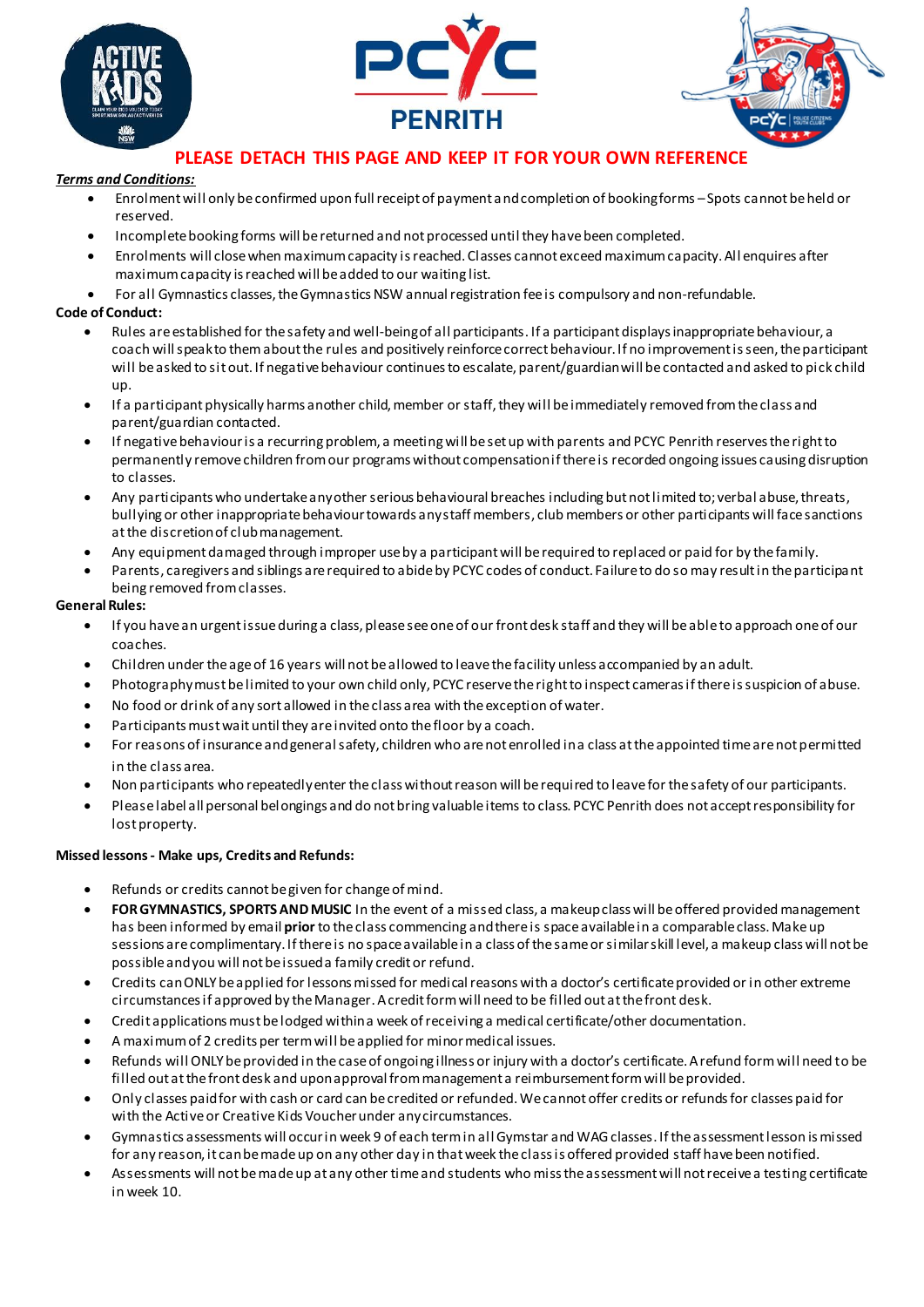PENRITH

**PLEASE DETACH THIS PAGE AND KEEP IT FOR YOUR OWN REFERENCE**

***Terms and Conditions:***

- Enrolment will only be confirmed upon full receipt of payment and completion of booking forms – Spots cannot be held or reserved.
- Incomplete booking forms will be returned and not processed until they have been completed.
- Enrolments will close when maximum capacity is reached. Classes cannot exceed maximum capacity. All enquires after maximum capacity is reached will be added to our waiting list.
- For all Gymnastics classes, the Gymnastics NSW annual registration fee is compulsory and non-refundable.

**Code of Conduct:**

- Rules are established for the safety and well-being of all participants. If a participant displays inappropriate behaviour, a coach will speak to them about the rules and positively reinforce correct behaviour. If no improvement is seen, the participant will be asked to sit out. If negative behaviour continues to escalate, parent/guardian will be contacted and asked to pick child up.
- If a participant physically harms another child, member or staff, they will be immediately removed from the class and parent/guardian contacted.
- If negative behaviour is a recurring problem, a meeting will be set up with parents and PCYC Penrith reserves the right to permanently remove children from our programs without compensation if there is recorded ongoing issues causing disruption to classes.
- Any participants who undertake any other serious behavioural breaches including but not limited to; verbal abuse, threats, bullying or other inappropriate behaviour towards any staff members, club members or other participants will face sanctions at the discretion of club management.
- Any equipment damaged through improper use by a participant will be required to replaced or paid for by the family.
- Parents, caregivers and siblings are required to abide by PCYC codes of conduct. Failure to do so may result in the participant being removed from classes.

**General Rules:**

- If you have an urgent issue during a class, please see one of our front desk staff and they will be able to approach one of our coaches.
- Children under the age of 16 years will not be allowed to leave the facility unless accompanied by an adult.
- Photography must be limited to your own child only, PCYC reserve the right to inspect cameras if there is suspicion of abuse.
- No food or drink of any sort allowed in the class area with the exception of water.
- Participants must wait until they are invited onto the floor by a coach.
- For reasons of insurance and general safety, children who are not enrolled in a class at the appointed time are not permitted in the class area.
- Non participants who repeatedly enter the class without reason will be required to leave for the safety of our participants.
- Please label all personal belongings and do not bring valuable items to class. PCYC Penrith does not accept responsibility for lost property.

**Missed lessons - Make ups, Credits and Refunds:**

- Refunds or credits cannot be given for change of mind.
- **FOR GYMNASTICS, SPORTS AND MUSIC** In the event of a missed class, a makeup class will be offered provided management has been informed by email **prior** to the class commencing and there is space available in a comparable class. Make up sessions are complimentary. If there is no space available in a class of the same or similar skill level, a makeup class will not be possible and you will not be issued a family credit or refund.
- Credits can ONLY be applied for lessons missed for medical reasons with a doctor's certificate provided or in other extreme circumstances if approved by the Manager. A credit form will need to be filled out at the front desk.
- Credit applications must be lodged within a week of receiving a medical certificate/other documentation.
- A maximum of 2 credits per term will be applied for minor medical issues.
- Refunds will ONLY be provided in the case of ongoing illness or injury with a doctor's certificate. A refund form will need to be filled out at the front desk and upon approval from management a reimbursement form will be provided.
- Only classes paid for with cash or card can be credited or refunded. We cannot offer credits or refunds for classes paid for with the Active or Creative Kids Voucher under any circumstances.
- Gymnastics assessments will occur in week 9 of each term in all Gymstar and WAG classes. If the assessment lesson is missed for any reason, it can be made up on any other day in that week the class is offered provided staff have been notified.
- Assessments will not be made up at any other time and students who miss the assessment will not receive a testing certificate in week 10.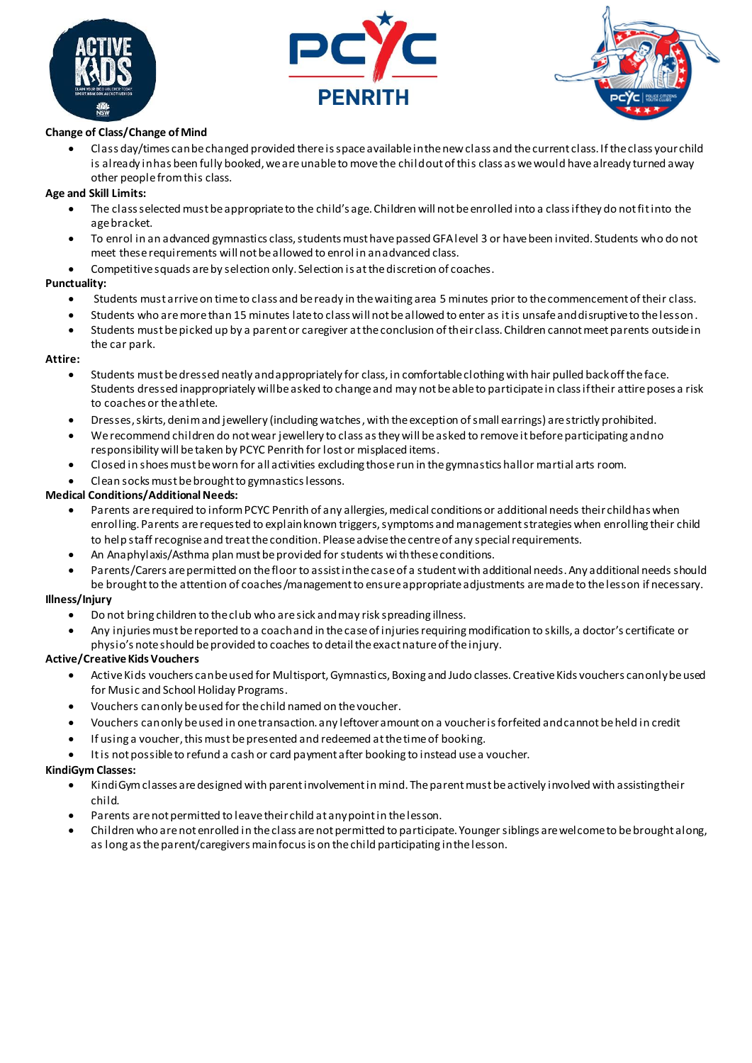**Change of Class/Change of Mind**

- Class day/times can be changed provided there is space available in the new class and the current class. If the class your child is already in has been fully booked, we are unable to move the child out of this class as we would have already turned away other people from this class.

**Age and Skill Limits:**

- The class selected must be appropriate to the child's age. Children will not be enrolled into a class if they do not fit into the age bracket.
- To enrol in an advanced gymnastics class, students must have passed GFA level 3 or have been invited. Students who do not meet these requirements will not be allowed to enrol in an advanced class.
- Competitive squads are by selection only. Selection is at the discretion of coaches.

**Punctuality:**

- Students must arrive on time to class and be ready in the waiting area 5 minutes prior to the commencement of their class.
- Students who are more than 15 minutes late to class will not be allowed to enter as it is unsafe and disruptive to the lesson.
- Students must be picked up by a parent or caregiver at the conclusion of their class. Children cannot meet parents outside in the car park.

**Attire:**

- Students must be dressed neatly and appropriately for class, in comfortable clothing with hair pulled back off the face. Students dressed inappropriately will be asked to change and may not be able to participate in class if their attire poses a risk to coaches or the athlete.
- Dresses, skirts, denim and jewellery (including watches, with the exception of small earrings) are strictly prohibited.
- We recommend children do not wear jewellery to class as they will be asked to remove it before participating and no responsibility will be taken by PCYC Penrith for lost or misplaced items.
- Closed in shoes must be worn for all activities excluding those run in the gymnastics hall or martial arts room.
- Clean socks must be brought to gymnastics lessons.

**Medical Conditions/Additional Needs:**

- Parents are required to inform PCYC Penrith of any allergies, medical conditions or additional needs their child has when enrolling. Parents are requested to explain known triggers, symptoms and management strategies when enrolling their child to help staff recognise and treat the condition. Please advise the centre of any special requirements.
- An Anaphylaxis/Asthma plan must be provided for students with these conditions.
- Parents/Carers are permitted on the floor to assist in the case of a student with additional needs. Any additional needs should be brought to the attention of coaches/management to ensure appropriate adjustments are made to the lesson if necessary.

**Illness/Injury**

- Do not bring children to the club who are sick and may risk spreading illness.
- Any injuries must be reported to a coach and in the case of injuries requiring modification to skills, a doctor's certificate or physio's note should be provided to coaches to detail the exact nature of the injury.

**Active/Creative Kids Vouchers**

- Active Kids vouchers can be used for Multisport, Gymnastics, Boxing and Judo classes. Creative Kids vouchers can only be used for Music and School Holiday Programs.
- Vouchers can only be used for the child named on the voucher.
- Vouchers can only be used in one transaction. any leftover amount on a voucher is forfeited and cannot be held in credit
- If using a voucher, this must be presented and redeemed at the time of booking.
- It is not possible to refund a cash or card payment after booking to instead use a voucher.

**KindiGym Classes:**

- KindiGym classes are designed with parent involvement in mind. The parent must be actively involved with assisting their child.
- Parents are not permitted to leave their child at any point in the lesson.
- Children who are not enrolled in the class are not permitted to participate. Younger siblings are welcome to be brought along, as long as the parent/caregivers main focus is on the child participating in the lesson.